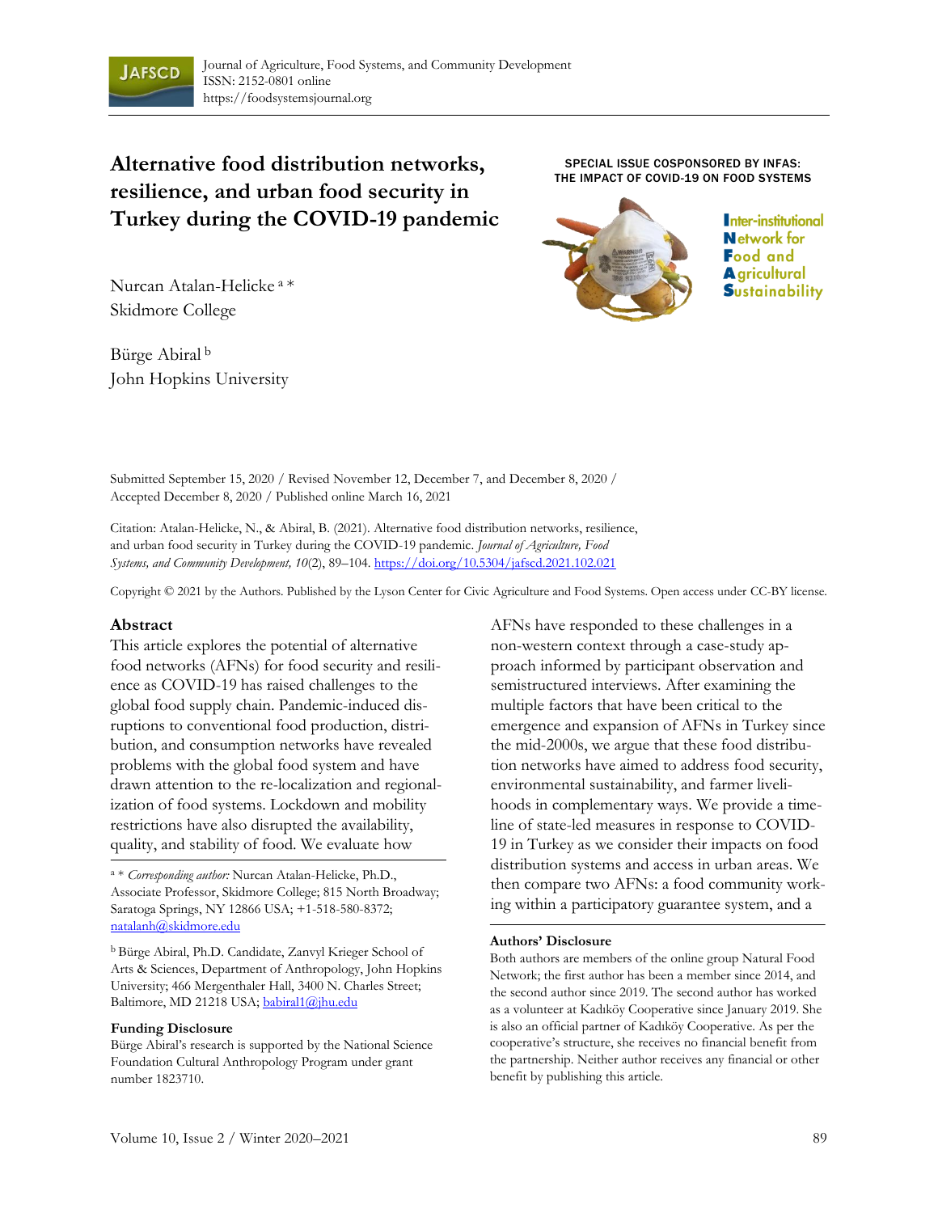Journal of Agriculture, Food Systems, and Community Development
ISSN: 2152-0801 online
https://foodsystemsjournal.org

# Alternative food distribution networks, resilience, and urban food security in Turkey during the COVID-19 pandemic

SPECIAL ISSUE COSPONSORED BY INFAS: THE IMPACT OF COVID-19 ON FOOD SYSTEMS

Inter-institutional Network for Food and Agricultural Sustainability

Nurcan Atalan-Helicke [a] *
Skidmore College

Bürge Abiral [b]
John Hopkins University

Submitted September 15, 2020 / Revised November 12, December 7, and December 8, 2020 / Accepted December 8, 2020 / Published online March 16, 2021

Citation: Atalan-Helicke, N., & Abiral, B. (2021). Alternative food distribution networks, resilience, and urban food security in Turkey during the COVID-19 pandemic. *Journal of Agriculture, Food Systems, and Community Development, 10*(2), 89–104. https://doi.org/10.5304/jafscd.2021.102.021

Copyright © 2021 by the Authors. Published by the Lyson Center for Civic Agriculture and Food Systems. Open access under CC-BY license.

## Abstract

This article explores the potential of alternative food networks (AFNs) for food security and resilience as COVID-19 has raised challenges to the global food supply chain. Pandemic-induced disruptions to conventional food production, distribution, and consumption networks have revealed problems with the global food system and have drawn attention to the re-localization and regionalization of food systems. Lockdown and mobility restrictions have also disrupted the availability, quality, and stability of food. We evaluate how AFNs have responded to these challenges in a non-western context through a case-study approach informed by participant observation and semistructured interviews. After examining the multiple factors that have been critical to the emergence and expansion of AFNs in Turkey since the mid-2000s, we argue that these food distribution networks have aimed to address food security, environmental sustainability, and farmer livelihoods in complementary ways. We provide a timeline of state-led measures in response to COVID-19 in Turkey as we consider their impacts on food distribution systems and access in urban areas. We then compare two AFNs: a food community working within a participatory guarantee system, and a

---

[a] * *Corresponding author:* Nurcan Atalan-Helicke, Ph.D., Associate Professor, Skidmore College; 815 North Broadway; Saratoga Springs, NY 12866 USA; +1-518-580-8372; natalanh@skidmore.edu

[b] Bürge Abiral, Ph.D. Candidate, Zanvyl Krieger School of Arts & Sciences, Department of Anthropology, John Hopkins University; 466 Mergenthaler Hall, 3400 N. Charles Street; Baltimore, MD 21218 USA; babiral1@jhu.edu

**Funding Disclosure**

Bürge Abiral's research is supported by the National Science Foundation Cultural Anthropology Program under grant number 1823710.

**Authors' Disclosure**

Both authors are members of the online group Natural Food Network; the first author has been a member since 2014, and the second author since 2019. The second author has worked as a volunteer at Kadıköy Cooperative since January 2019. She is also an official partner of Kadıköy Cooperative. As per the cooperative's structure, she receives no financial benefit from the partnership. Neither author receives any financial or other benefit by publishing this article.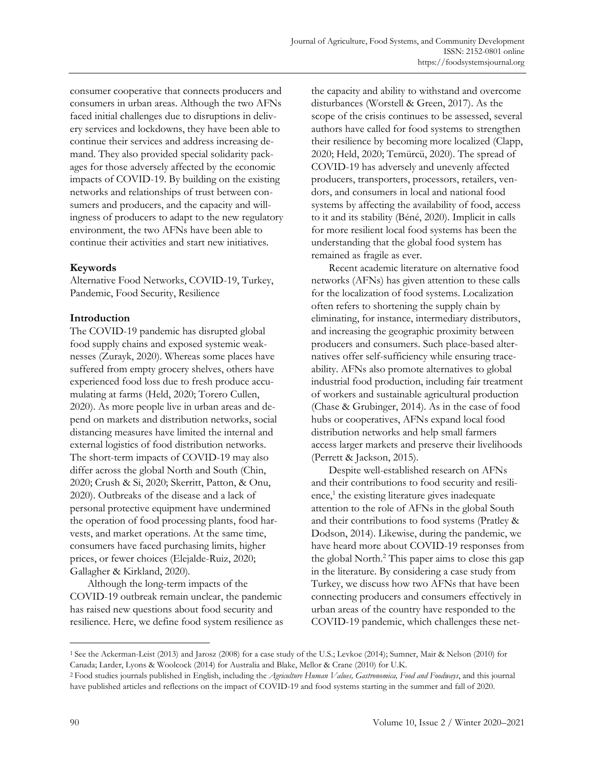consumer cooperative that connects producers and consumers in urban areas. Although the two AFNs faced initial challenges due to disruptions in delivery services and lockdowns, they have been able to continue their services and address increasing demand. They also provided special solidarity packages for those adversely affected by the economic impacts of COVID-19. By building on the existing networks and relationships of trust between consumers and producers, and the capacity and willingness of producers to adapt to the new regulatory environment, the two AFNs have been able to continue their activities and start new initiatives.

## Keywords

Alternative Food Networks, COVID-19, Turkey, Pandemic, Food Security, Resilience

## Introduction

The COVID-19 pandemic has disrupted global food supply chains and exposed systemic weaknesses (Zurayk, 2020). Whereas some places have suffered from empty grocery shelves, others have experienced food loss due to fresh produce accumulating at farms (Held, 2020; Torero Cullen, 2020). As more people live in urban areas and depend on markets and distribution networks, social distancing measures have limited the internal and external logistics of food distribution networks. The short-term impacts of COVID-19 may also differ across the global North and South (Chin, 2020; Crush & Si, 2020; Skerritt, Patton, & Onu, 2020). Outbreaks of the disease and a lack of personal protective equipment have undermined the operation of food processing plants, food harvests, and market operations. At the same time, consumers have faced purchasing limits, higher prices, or fewer choices (Elejalde-Ruiz, 2020; Gallagher & Kirkland, 2020).

Although the long-term impacts of the COVID-19 outbreak remain unclear, the pandemic has raised new questions about food security and resilience. Here, we define food system resilience as the capacity and ability to withstand and overcome disturbances (Worstell & Green, 2017). As the scope of the crisis continues to be assessed, several authors have called for food systems to strengthen their resilience by becoming more localized (Clapp, 2020; Held, 2020; Temürcü, 2020). The spread of COVID-19 has adversely and unevenly affected producers, transporters, processors, retailers, vendors, and consumers in local and national food systems by affecting the availability of food, access to it and its stability (Béné, 2020). Implicit in calls for more resilient local food systems has been the understanding that the global food system has remained as fragile as ever.

Recent academic literature on alternative food networks (AFNs) has given attention to these calls for the localization of food systems. Localization often refers to shortening the supply chain by eliminating, for instance, intermediary distributors, and increasing the geographic proximity between producers and consumers. Such place-based alternatives offer self-sufficiency while ensuring traceability. AFNs also promote alternatives to global industrial food production, including fair treatment of workers and sustainable agricultural production (Chase & Grubinger, 2014). As in the case of food hubs or cooperatives, AFNs expand local food distribution networks and help small farmers access larger markets and preserve their livelihoods (Perrett & Jackson, 2015).

Despite well-established research on AFNs and their contributions to food security and resilience,[1] the existing literature gives inadequate attention to the role of AFNs in the global South and their contributions to food systems (Pratley & Dodson, 2014). Likewise, during the pandemic, we have heard more about COVID-19 responses from the global North.[2] This paper aims to close this gap in the literature. By considering a case study from Turkey, we discuss how two AFNs that have been connecting producers and consumers effectively in urban areas of the country have responded to the COVID-19 pandemic, which challenges these net-

---

[1] See the Ackerman-Leist (2013) and Jarosz (2008) for a case study of the U.S.; Levkoe (2014); Sumner, Mair & Nelson (2010) for Canada; Larder, Lyons & Woolcock (2014) for Australia and Blake, Mellor & Crane (2010) for U.K.

[2] Food studies journals published in English, including the *Agriculture Human Values, Gastronomica, Food and Foodways*, and this journal have published articles and reflections on the impact of COVID-19 and food systems starting in the summer and fall of 2020.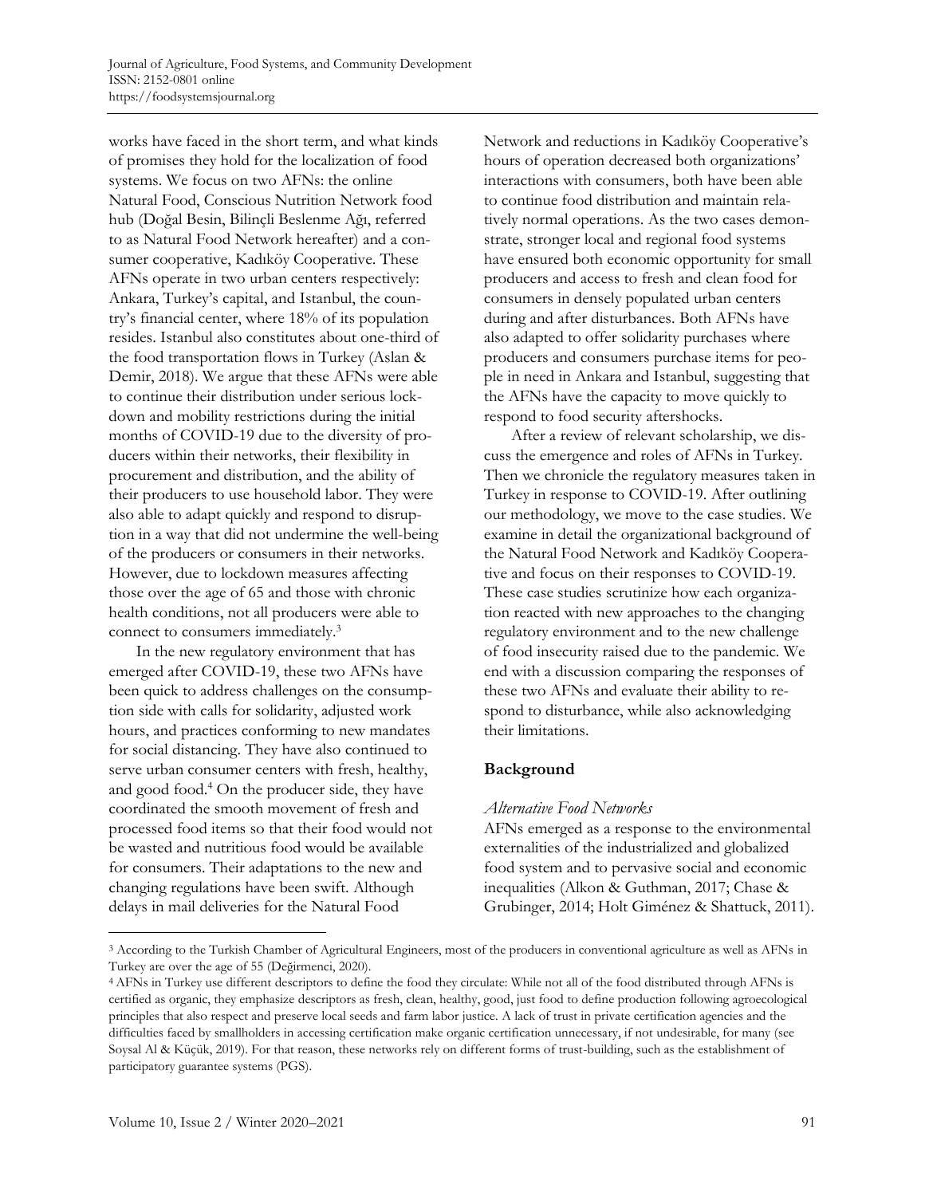works have faced in the short term, and what kinds of promises they hold for the localization of food systems. We focus on two AFNs: the online Natural Food, Conscious Nutrition Network food hub (Doğal Besin, Bilinçli Beslenme Ağı, referred to as Natural Food Network hereafter) and a consumer cooperative, Kadıköy Cooperative. These AFNs operate in two urban centers respectively: Ankara, Turkey's capital, and Istanbul, the country's financial center, where 18% of its population resides. Istanbul also constitutes about one-third of the food transportation flows in Turkey (Aslan & Demir, 2018). We argue that these AFNs were able to continue their distribution under serious lockdown and mobility restrictions during the initial months of COVID-19 due to the diversity of producers within their networks, their flexibility in procurement and distribution, and the ability of their producers to use household labor. They were also able to adapt quickly and respond to disruption in a way that did not undermine the well-being of the producers or consumers in their networks. However, due to lockdown measures affecting those over the age of 65 and those with chronic health conditions, not all producers were able to connect to consumers immediately.[3]

In the new regulatory environment that has emerged after COVID-19, these two AFNs have been quick to address challenges on the consumption side with calls for solidarity, adjusted work hours, and practices conforming to new mandates for social distancing. They have also continued to serve urban consumer centers with fresh, healthy, and good food.[4] On the producer side, they have coordinated the smooth movement of fresh and processed food items so that their food would not be wasted and nutritious food would be available for consumers. Their adaptations to the new and changing regulations have been swift. Although delays in mail deliveries for the Natural Food Network and reductions in Kadıköy Cooperative's hours of operation decreased both organizations' interactions with consumers, both have been able to continue food distribution and maintain relatively normal operations. As the two cases demonstrate, stronger local and regional food systems have ensured both economic opportunity for small producers and access to fresh and clean food for consumers in densely populated urban centers during and after disturbances. Both AFNs have also adapted to offer solidarity purchases where producers and consumers purchase items for people in need in Ankara and Istanbul, suggesting that the AFNs have the capacity to move quickly to respond to food security aftershocks.

After a review of relevant scholarship, we discuss the emergence and roles of AFNs in Turkey. Then we chronicle the regulatory measures taken in Turkey in response to COVID-19. After outlining our methodology, we move to the case studies. We examine in detail the organizational background of the Natural Food Network and Kadıköy Cooperative and focus on their responses to COVID-19. These case studies scrutinize how each organization reacted with new approaches to the changing regulatory environment and to the new challenge of food insecurity raised due to the pandemic. We end with a discussion comparing the responses of these two AFNs and evaluate their ability to respond to disturbance, while also acknowledging their limitations.

## Background

### *Alternative Food Networks*

AFNs emerged as a response to the environmental externalities of the industrialized and globalized food system and to pervasive social and economic inequalities (Alkon & Guthman, 2017; Chase & Grubinger, 2014; Holt Giménez & Shattuck, 2011).

---

[3] According to the Turkish Chamber of Agricultural Engineers, most of the producers in conventional agriculture as well as AFNs in Turkey are over the age of 55 (Değirmenci, 2020).

[4] AFNs in Turkey use different descriptors to define the food they circulate: While not all of the food distributed through AFNs is certified as organic, they emphasize descriptors as fresh, clean, healthy, good, just food to define production following agroecological principles that also respect and preserve local seeds and farm labor justice. A lack of trust in private certification agencies and the difficulties faced by smallholders in accessing certification make organic certification unnecessary, if not undesirable, for many (see Soysal Al & Küçük, 2019). For that reason, these networks rely on different forms of trust-building, such as the establishment of participatory guarantee systems (PGS).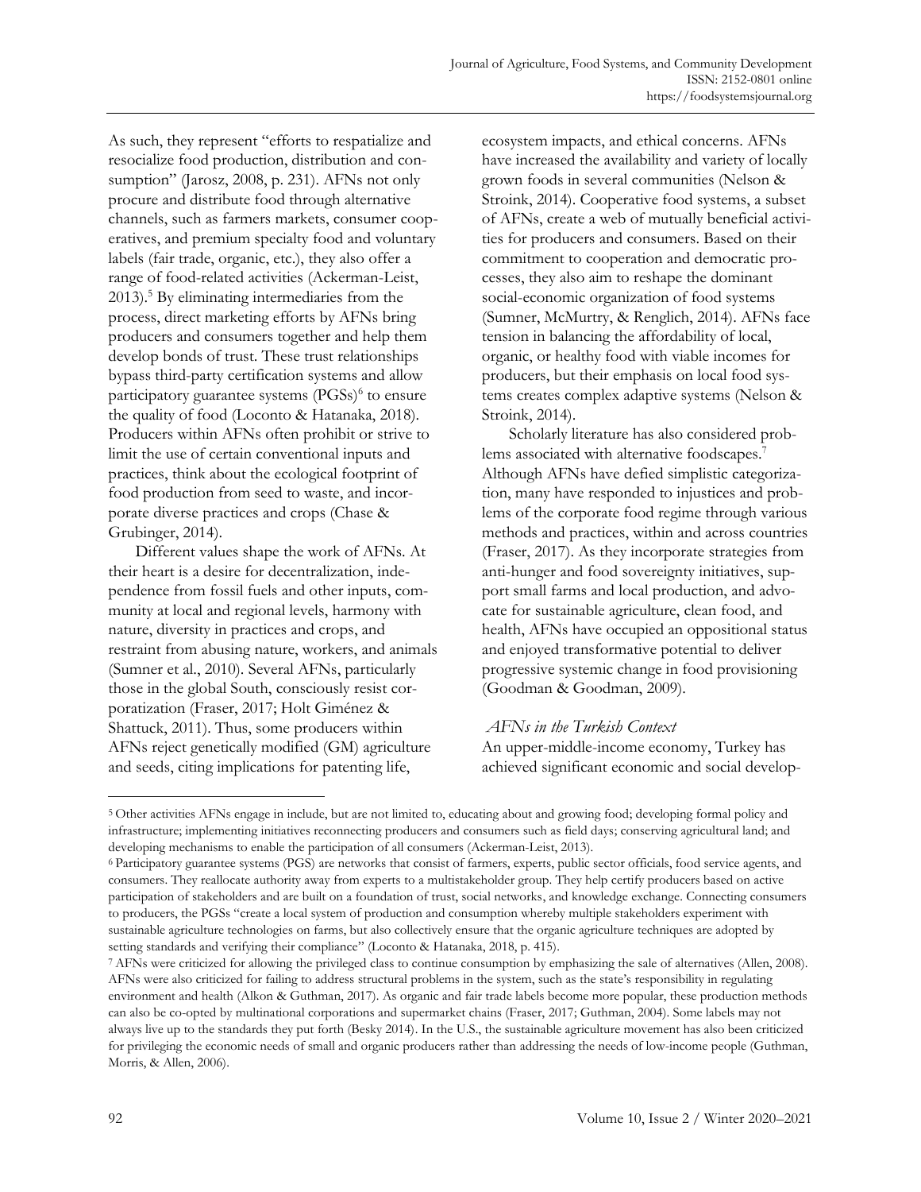As such, they represent "efforts to respatialize and resocialize food production, distribution and consumption" (Jarosz, 2008, p. 231). AFNs not only procure and distribute food through alternative channels, such as farmers markets, consumer cooperatives, and premium specialty food and voluntary labels (fair trade, organic, etc.), they also offer a range of food-related activities (Ackerman-Leist, 2013).[5] By eliminating intermediaries from the process, direct marketing efforts by AFNs bring producers and consumers together and help them develop bonds of trust. These trust relationships bypass third-party certification systems and allow participatory guarantee systems (PGSs)[6] to ensure the quality of food (Loconto & Hatanaka, 2018). Producers within AFNs often prohibit or strive to limit the use of certain conventional inputs and practices, think about the ecological footprint of food production from seed to waste, and incorporate diverse practices and crops (Chase & Grubinger, 2014).

Different values shape the work of AFNs. At their heart is a desire for decentralization, independence from fossil fuels and other inputs, community at local and regional levels, harmony with nature, diversity in practices and crops, and restraint from abusing nature, workers, and animals (Sumner et al., 2010). Several AFNs, particularly those in the global South, consciously resist corporatization (Fraser, 2017; Holt Giménez & Shattuck, 2011). Thus, some producers within AFNs reject genetically modified (GM) agriculture and seeds, citing implications for patenting life, ecosystem impacts, and ethical concerns. AFNs have increased the availability and variety of locally grown foods in several communities (Nelson & Stroink, 2014). Cooperative food systems, a subset of AFNs, create a web of mutually beneficial activities for producers and consumers. Based on their commitment to cooperation and democratic processes, they also aim to reshape the dominant social-economic organization of food systems (Sumner, McMurtry, & Renglich, 2014). AFNs face tension in balancing the affordability of local, organic, or healthy food with viable incomes for producers, but their emphasis on local food systems creates complex adaptive systems (Nelson & Stroink, 2014).

Scholarly literature has also considered problems associated with alternative foodscapes.[7] Although AFNs have defied simplistic categorization, many have responded to injustices and problems of the corporate food regime through various methods and practices, within and across countries (Fraser, 2017). As they incorporate strategies from anti-hunger and food sovereignty initiatives, support small farms and local production, and advocate for sustainable agriculture, clean food, and health, AFNs have occupied an oppositional status and enjoyed transformative potential to deliver progressive systemic change in food provisioning (Goodman & Goodman, 2009).

### *AFNs in the Turkish Context*

An upper-middle-income economy, Turkey has achieved significant economic and social develop-

---

[5] Other activities AFNs engage in include, but are not limited to, educating about and growing food; developing formal policy and infrastructure; implementing initiatives reconnecting producers and consumers such as field days; conserving agricultural land; and developing mechanisms to enable the participation of all consumers (Ackerman-Leist, 2013).

[6] Participatory guarantee systems (PGS) are networks that consist of farmers, experts, public sector officials, food service agents, and consumers. They reallocate authority away from experts to a multistakeholder group. They help certify producers based on active participation of stakeholders and are built on a foundation of trust, social networks, and knowledge exchange. Connecting consumers to producers, the PGSs "create a local system of production and consumption whereby multiple stakeholders experiment with sustainable agriculture technologies on farms, but also collectively ensure that the organic agriculture techniques are adopted by setting standards and verifying their compliance" (Loconto & Hatanaka, 2018, p. 415).

[7] AFNs were criticized for allowing the privileged class to continue consumption by emphasizing the sale of alternatives (Allen, 2008). AFNs were also criticized for failing to address structural problems in the system, such as the state's responsibility in regulating environment and health (Alkon & Guthman, 2017). As organic and fair trade labels become more popular, these production methods can also be co-opted by multinational corporations and supermarket chains (Fraser, 2017; Guthman, 2004). Some labels may not always live up to the standards they put forth (Besky 2014). In the U.S., the sustainable agriculture movement has also been criticized for privileging the economic needs of small and organic producers rather than addressing the needs of low-income people (Guthman, Morris, & Allen, 2006).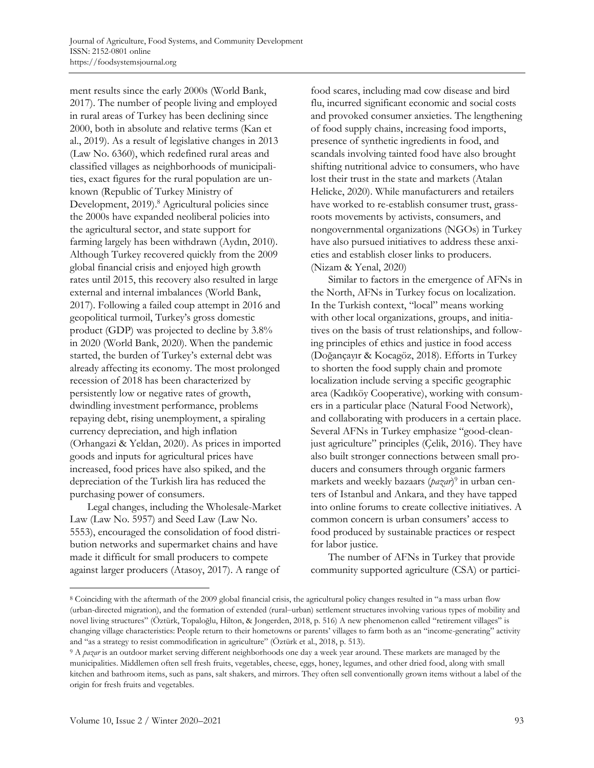ment results since the early 2000s (World Bank, 2017). The number of people living and employed in rural areas of Turkey has been declining since 2000, both in absolute and relative terms (Kan et al., 2019). As a result of legislative changes in 2013 (Law No. 6360), which redefined rural areas and classified villages as neighborhoods of municipalities, exact figures for the rural population are unknown (Republic of Turkey Ministry of Development, 2019).[8] Agricultural policies since the 2000s have expanded neoliberal policies into the agricultural sector, and state support for farming largely has been withdrawn (Aydın, 2010). Although Turkey recovered quickly from the 2009 global financial crisis and enjoyed high growth rates until 2015, this recovery also resulted in large external and internal imbalances (World Bank, 2017). Following a failed coup attempt in 2016 and geopolitical turmoil, Turkey's gross domestic product (GDP) was projected to decline by 3.8% in 2020 (World Bank, 2020). When the pandemic started, the burden of Turkey's external debt was already affecting its economy. The most prolonged recession of 2018 has been characterized by persistently low or negative rates of growth, dwindling investment performance, problems repaying debt, rising unemployment, a spiraling currency depreciation, and high inflation (Orhangazi & Yeldan, 2020). As prices in imported goods and inputs for agricultural prices have increased, food prices have also spiked, and the depreciation of the Turkish lira has reduced the purchasing power of consumers.

Legal changes, including the Wholesale-Market Law (Law No. 5957) and Seed Law (Law No. 5553), encouraged the consolidation of food distribution networks and supermarket chains and have made it difficult for small producers to compete against larger producers (Atasoy, 2017). A range of food scares, including mad cow disease and bird flu, incurred significant economic and social costs and provoked consumer anxieties. The lengthening of food supply chains, increasing food imports, presence of synthetic ingredients in food, and scandals involving tainted food have also brought shifting nutritional advice to consumers, who have lost their trust in the state and markets (Atalan Helicke, 2020). While manufacturers and retailers have worked to re-establish consumer trust, grassroots movements by activists, consumers, and nongovernmental organizations (NGOs) in Turkey have also pursued initiatives to address these anxieties and establish closer links to producers. (Nizam & Yenal, 2020)

Similar to factors in the emergence of AFNs in the North, AFNs in Turkey focus on localization. In the Turkish context, "local" means working with other local organizations, groups, and initiatives on the basis of trust relationships, and following principles of ethics and justice in food access (Doğançayır & Kocagöz, 2018). Efforts in Turkey to shorten the food supply chain and promote localization include serving a specific geographic area (Kadıköy Cooperative), working with consumers in a particular place (Natural Food Network), and collaborating with producers in a certain place. Several AFNs in Turkey emphasize "good-clean-just agriculture" principles (Çelik, 2016). They have also built stronger connections between small producers and consumers through organic farmers markets and weekly bazaars (*pazar*)[9] in urban centers of Istanbul and Ankara, and they have tapped into online forums to create collective initiatives. A common concern is urban consumers' access to food produced by sustainable practices or respect for labor justice.

The number of AFNs in Turkey that provide community supported agriculture (CSA) or partici-

---

[8] Coinciding with the aftermath of the 2009 global financial crisis, the agricultural policy changes resulted in "a mass urban flow (urban-directed migration), and the formation of extended (rural–urban) settlement structures involving various types of mobility and novel living structures" (Öztürk, Topaloğlu, Hilton, & Jongerden, 2018, p. 516) A new phenomenon called "retirement villages" is changing village characteristics: People return to their hometowns or parents' villages to farm both as an "income-generating" activity and "as a strategy to resist commodification in agriculture" (Öztürk et al., 2018, p. 513).

[9] A *pazar* is an outdoor market serving different neighborhoods one day a week year around. These markets are managed by the municipalities. Middlemen often sell fresh fruits, vegetables, cheese, eggs, honey, legumes, and other dried food, along with small kitchen and bathroom items, such as pans, salt shakers, and mirrors. They often sell conventionally grown items without a label of the origin for fresh fruits and vegetables.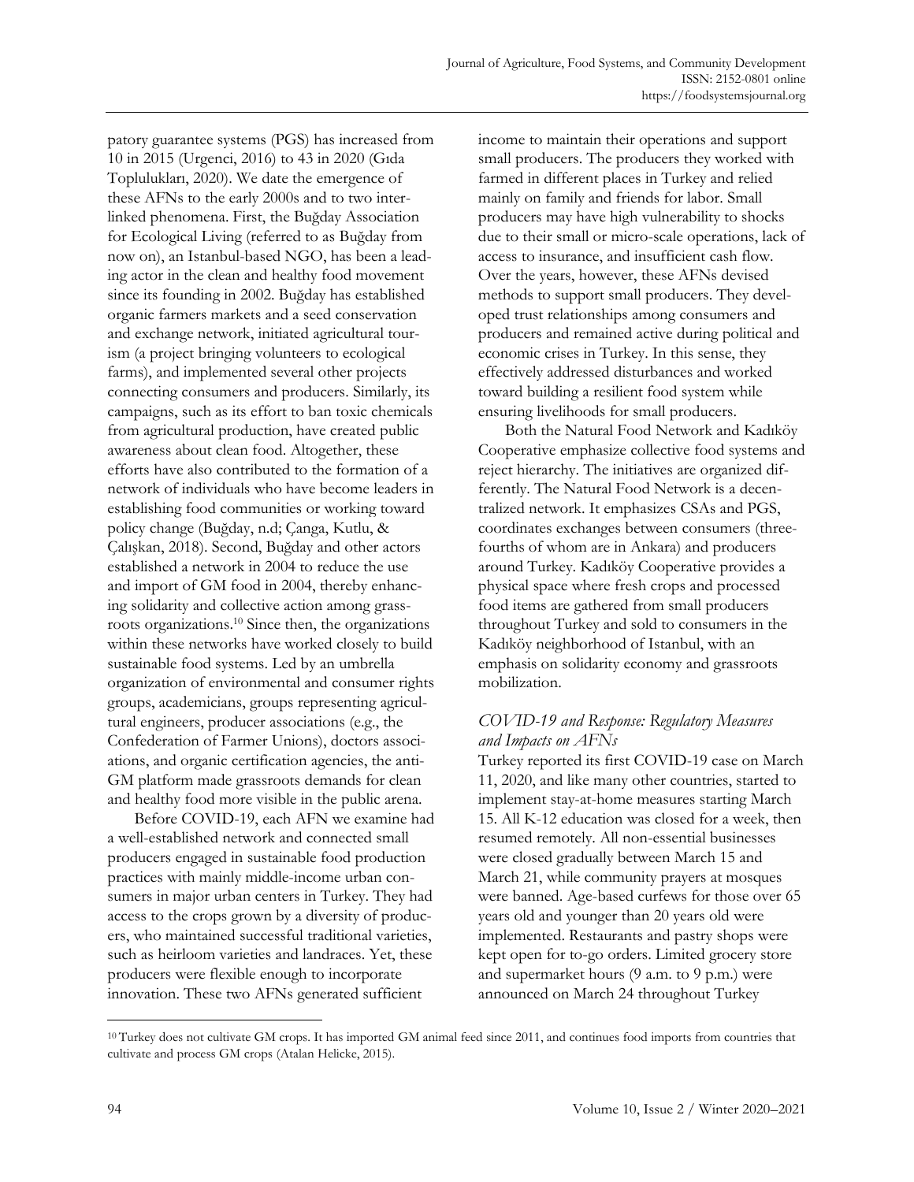patory guarantee systems (PGS) has increased from 10 in 2015 (Urgenci, 2016) to 43 in 2020 (Gıda Toplulukları, 2020). We date the emergence of these AFNs to the early 2000s and to two interlinked phenomena. First, the Buğday Association for Ecological Living (referred to as Buğday from now on), an Istanbul-based NGO, has been a leading actor in the clean and healthy food movement since its founding in 2002. Buğday has established organic farmers markets and a seed conservation and exchange network, initiated agricultural tourism (a project bringing volunteers to ecological farms), and implemented several other projects connecting consumers and producers. Similarly, its campaigns, such as its effort to ban toxic chemicals from agricultural production, have created public awareness about clean food. Altogether, these efforts have also contributed to the formation of a network of individuals who have become leaders in establishing food communities or working toward policy change (Buğday, n.d; Çanga, Kutlu, & Çalışkan, 2018). Second, Buğday and other actors established a network in 2004 to reduce the use and import of GM food in 2004, thereby enhancing solidarity and collective action among grassroots organizations.[10] Since then, the organizations within these networks have worked closely to build sustainable food systems. Led by an umbrella organization of environmental and consumer rights groups, academicians, groups representing agricultural engineers, producer associations (e.g., the Confederation of Farmer Unions), doctors associations, and organic certification agencies, the anti-GM platform made grassroots demands for clean and healthy food more visible in the public arena.

Before COVID-19, each AFN we examine had a well-established network and connected small producers engaged in sustainable food production practices with mainly middle-income urban consumers in major urban centers in Turkey. They had access to the crops grown by a diversity of producers, who maintained successful traditional varieties, such as heirloom varieties and landraces. Yet, these producers were flexible enough to incorporate innovation. These two AFNs generated sufficient income to maintain their operations and support small producers. The producers they worked with farmed in different places in Turkey and relied mainly on family and friends for labor. Small producers may have high vulnerability to shocks due to their small or micro-scale operations, lack of access to insurance, and insufficient cash flow. Over the years, however, these AFNs devised methods to support small producers. They developed trust relationships among consumers and producers and remained active during political and economic crises in Turkey. In this sense, they effectively addressed disturbances and worked toward building a resilient food system while ensuring livelihoods for small producers.

Both the Natural Food Network and Kadıköy Cooperative emphasize collective food systems and reject hierarchy. The initiatives are organized differently. The Natural Food Network is a decentralized network. It emphasizes CSAs and PGS, coordinates exchanges between consumers (three-fourths of whom are in Ankara) and producers around Turkey. Kadıköy Cooperative provides a physical space where fresh crops and processed food items are gathered from small producers throughout Turkey and sold to consumers in the Kadıköy neighborhood of Istanbul, with an emphasis on solidarity economy and grassroots mobilization.

### *COVID-19 and Response: Regulatory Measures and Impacts on AFNs*

Turkey reported its first COVID-19 case on March 11, 2020, and like many other countries, started to implement stay-at-home measures starting March 15. All K-12 education was closed for a week, then resumed remotely. All non-essential businesses were closed gradually between March 15 and March 21, while community prayers at mosques were banned. Age-based curfews for those over 65 years old and younger than 20 years old were implemented. Restaurants and pastry shops were kept open for to-go orders. Limited grocery store and supermarket hours (9 a.m. to 9 p.m.) were announced on March 24 throughout Turkey

[10] Turkey does not cultivate GM crops. It has imported GM animal feed since 2011, and continues food imports from countries that cultivate and process GM crops (Atalan Helicke, 2015).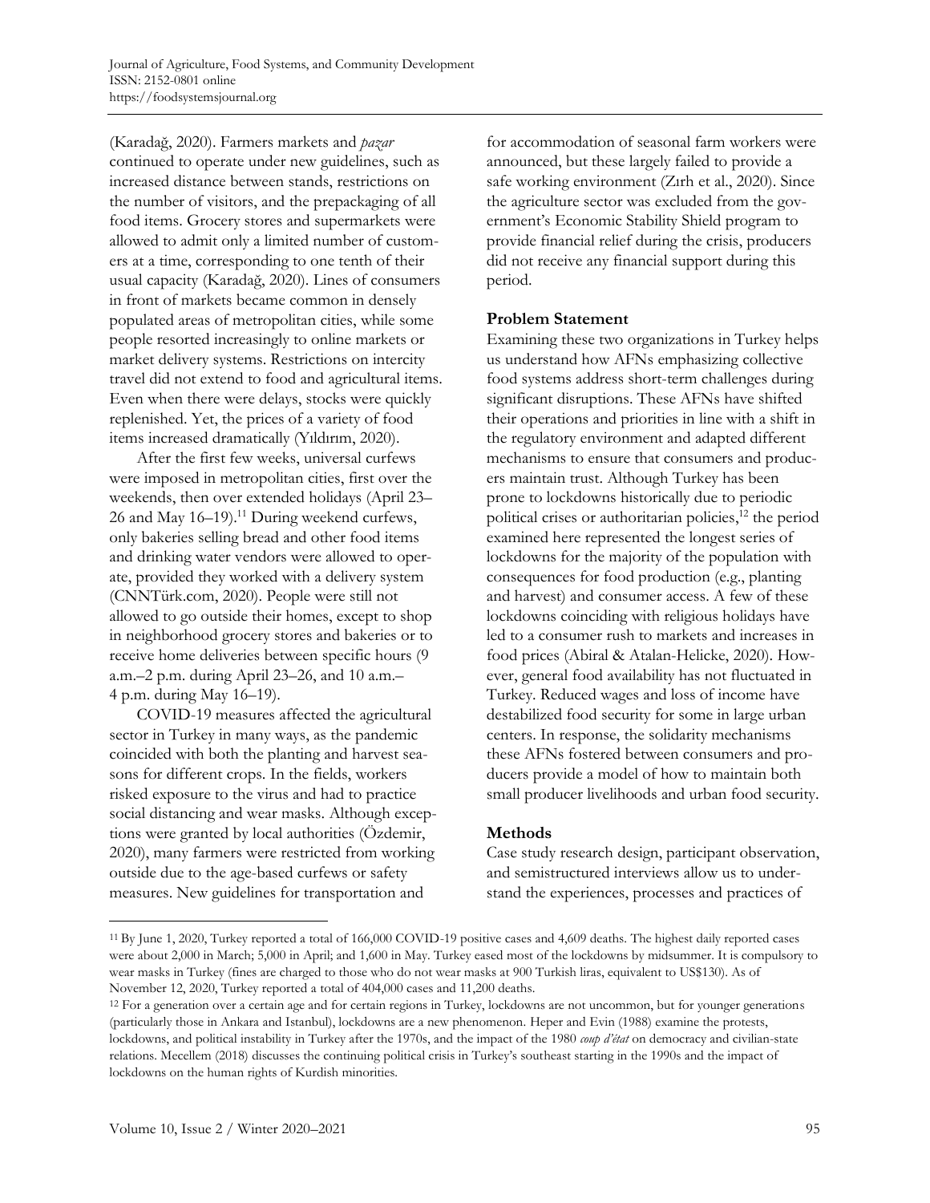(Karadağ, 2020). Farmers markets and *pazar* continued to operate under new guidelines, such as increased distance between stands, restrictions on the number of visitors, and the prepackaging of all food items. Grocery stores and supermarkets were allowed to admit only a limited number of customers at a time, corresponding to one tenth of their usual capacity (Karadağ, 2020). Lines of consumers in front of markets became common in densely populated areas of metropolitan cities, while some people resorted increasingly to online markets or market delivery systems. Restrictions on intercity travel did not extend to food and agricultural items. Even when there were delays, stocks were quickly replenished. Yet, the prices of a variety of food items increased dramatically (Yıldırım, 2020).

After the first few weeks, universal curfews were imposed in metropolitan cities, first over the weekends, then over extended holidays (April 23–26 and May 16–19).[11] During weekend curfews, only bakeries selling bread and other food items and drinking water vendors were allowed to operate, provided they worked with a delivery system (CNNTürk.com, 2020). People were still not allowed to go outside their homes, except to shop in neighborhood grocery stores and bakeries or to receive home deliveries between specific hours (9 a.m.–2 p.m. during April 23–26, and 10 a.m.–4 p.m. during May 16–19).

COVID-19 measures affected the agricultural sector in Turkey in many ways, as the pandemic coincided with both the planting and harvest seasons for different crops. In the fields, workers risked exposure to the virus and had to practice social distancing and wear masks. Although exceptions were granted by local authorities (Özdemir, 2020), many farmers were restricted from working outside due to the age-based curfews or safety measures. New guidelines for transportation and for accommodation of seasonal farm workers were announced, but these largely failed to provide a safe working environment (Zırh et al., 2020). Since the agriculture sector was excluded from the government's Economic Stability Shield program to provide financial relief during the crisis, producers did not receive any financial support during this period.

### Problem Statement

Examining these two organizations in Turkey helps us understand how AFNs emphasizing collective food systems address short-term challenges during significant disruptions. These AFNs have shifted their operations and priorities in line with a shift in the regulatory environment and adapted different mechanisms to ensure that consumers and producers maintain trust. Although Turkey has been prone to lockdowns historically due to periodic political crises or authoritarian policies,[12] the period examined here represented the longest series of lockdowns for the majority of the population with consequences for food production (e.g., planting and harvest) and consumer access. A few of these lockdowns coinciding with religious holidays have led to a consumer rush to markets and increases in food prices (Abiral & Atalan-Helicke, 2020). However, general food availability has not fluctuated in Turkey. Reduced wages and loss of income have destabilized food security for some in large urban centers. In response, the solidarity mechanisms these AFNs fostered between consumers and producers provide a model of how to maintain both small producer livelihoods and urban food security.

### Methods

Case study research design, participant observation, and semistructured interviews allow us to understand the experiences, processes and practices of

---

[11] By June 1, 2020, Turkey reported a total of 166,000 COVID-19 positive cases and 4,609 deaths. The highest daily reported cases were about 2,000 in March; 5,000 in April; and 1,600 in May. Turkey eased most of the lockdowns by midsummer. It is compulsory to wear masks in Turkey (fines are charged to those who do not wear masks at 900 Turkish liras, equivalent to US$130). As of November 12, 2020, Turkey reported a total of 404,000 cases and 11,200 deaths.

[12] For a generation over a certain age and for certain regions in Turkey, lockdowns are not uncommon, but for younger generations (particularly those in Ankara and Istanbul), lockdowns are a new phenomenon. Heper and Evin (1988) examine the protests, lockdowns, and political instability in Turkey after the 1970s, and the impact of the 1980 *coup d'état* on democracy and civilian-state relations. Mecellem (2018) discusses the continuing political crisis in Turkey's southeast starting in the 1990s and the impact of lockdowns on the human rights of Kurdish minorities.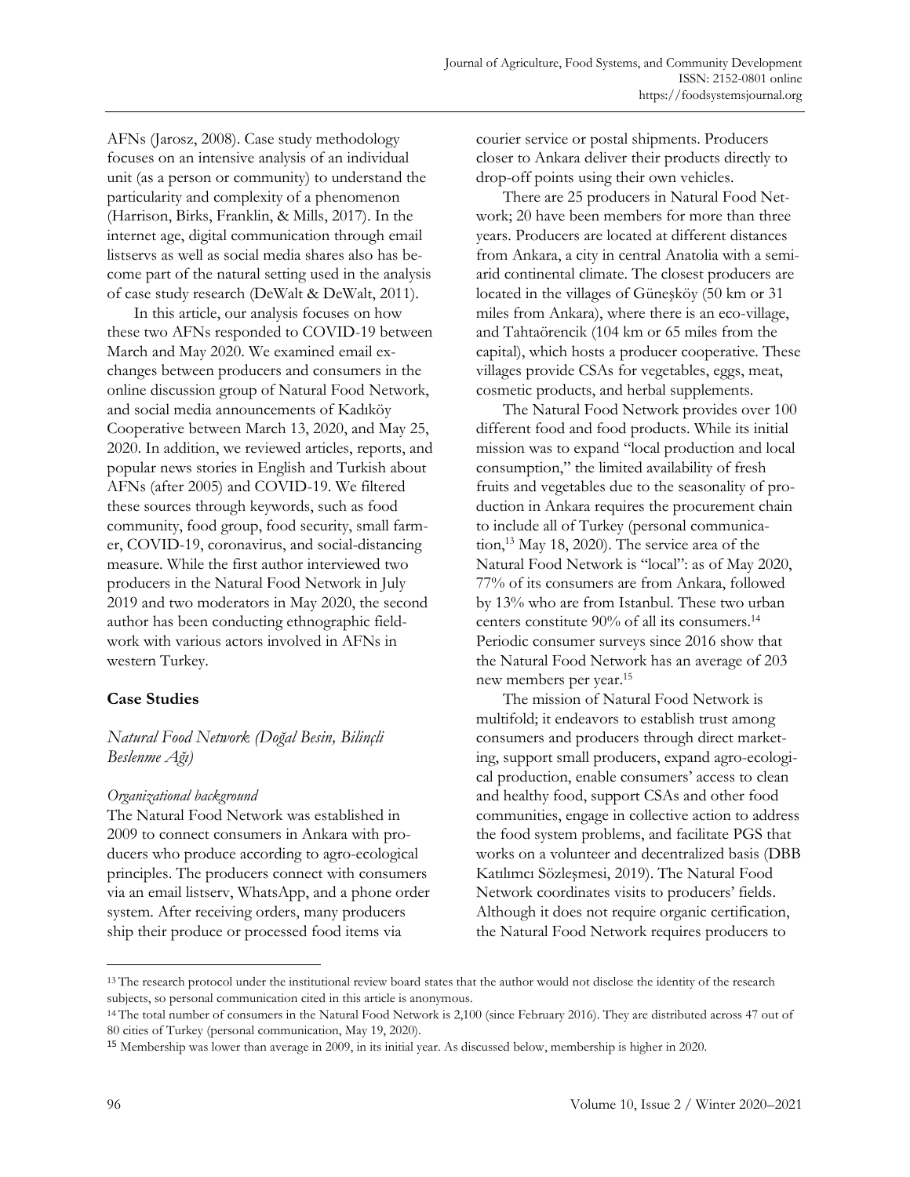AFNs (Jarosz, 2008). Case study methodology focuses on an intensive analysis of an individual unit (as a person or community) to understand the particularity and complexity of a phenomenon (Harrison, Birks, Franklin, & Mills, 2017). In the internet age, digital communication through email listservs as well as social media shares also has become part of the natural setting used in the analysis of case study research (DeWalt & DeWalt, 2011).

In this article, our analysis focuses on how these two AFNs responded to COVID-19 between March and May 2020. We examined email exchanges between producers and consumers in the online discussion group of Natural Food Network, and social media announcements of Kadıköy Cooperative between March 13, 2020, and May 25, 2020. In addition, we reviewed articles, reports, and popular news stories in English and Turkish about AFNs (after 2005) and COVID-19. We filtered these sources through keywords, such as food community, food group, food security, small farmer, COVID-19, coronavirus, and social-distancing measure. While the first author interviewed two producers in the Natural Food Network in July 2019 and two moderators in May 2020, the second author has been conducting ethnographic fieldwork with various actors involved in AFNs in western Turkey.

## Case Studies

### *Natural Food Network (Doğal Besin, Bilinçli Beslenme Ağı)*

#### *Organizational background*

The Natural Food Network was established in 2009 to connect consumers in Ankara with producers who produce according to agro-ecological principles. The producers connect with consumers via an email listserv, WhatsApp, and a phone order system. After receiving orders, many producers ship their produce or processed food items via courier service or postal shipments. Producers closer to Ankara deliver their products directly to drop-off points using their own vehicles.

There are 25 producers in Natural Food Network; 20 have been members for more than three years. Producers are located at different distances from Ankara, a city in central Anatolia with a semi-arid continental climate. The closest producers are located in the villages of Güneşköy (50 km or 31 miles from Ankara), where there is an eco-village, and Tahtaörencik (104 km or 65 miles from the capital), which hosts a producer cooperative. These villages provide CSAs for vegetables, eggs, meat, cosmetic products, and herbal supplements.

The Natural Food Network provides over 100 different food and food products. While its initial mission was to expand "local production and local consumption," the limited availability of fresh fruits and vegetables due to the seasonality of production in Ankara requires the procurement chain to include all of Turkey (personal communication,[13] May 18, 2020). The service area of the Natural Food Network is "local": as of May 2020, 77% of its consumers are from Ankara, followed by 13% who are from Istanbul. These two urban centers constitute 90% of all its consumers.[14] Periodic consumer surveys since 2016 show that the Natural Food Network has an average of 203 new members per year.[15]

The mission of Natural Food Network is multifold; it endeavors to establish trust among consumers and producers through direct marketing, support small producers, expand agro-ecological production, enable consumers' access to clean and healthy food, support CSAs and other food communities, engage in collective action to address the food system problems, and facilitate PGS that works on a volunteer and decentralized basis (DBB Katılımcı Sözleşmesi, 2019). The Natural Food Network coordinates visits to producers' fields. Although it does not require organic certification, the Natural Food Network requires producers to

---

[13] The research protocol under the institutional review board states that the author would not disclose the identity of the research subjects, so personal communication cited in this article is anonymous.

[14] The total number of consumers in the Natural Food Network is 2,100 (since February 2016). They are distributed across 47 out of 80 cities of Turkey (personal communication, May 19, 2020).

[15] Membership was lower than average in 2009, in its initial year. As discussed below, membership is higher in 2020.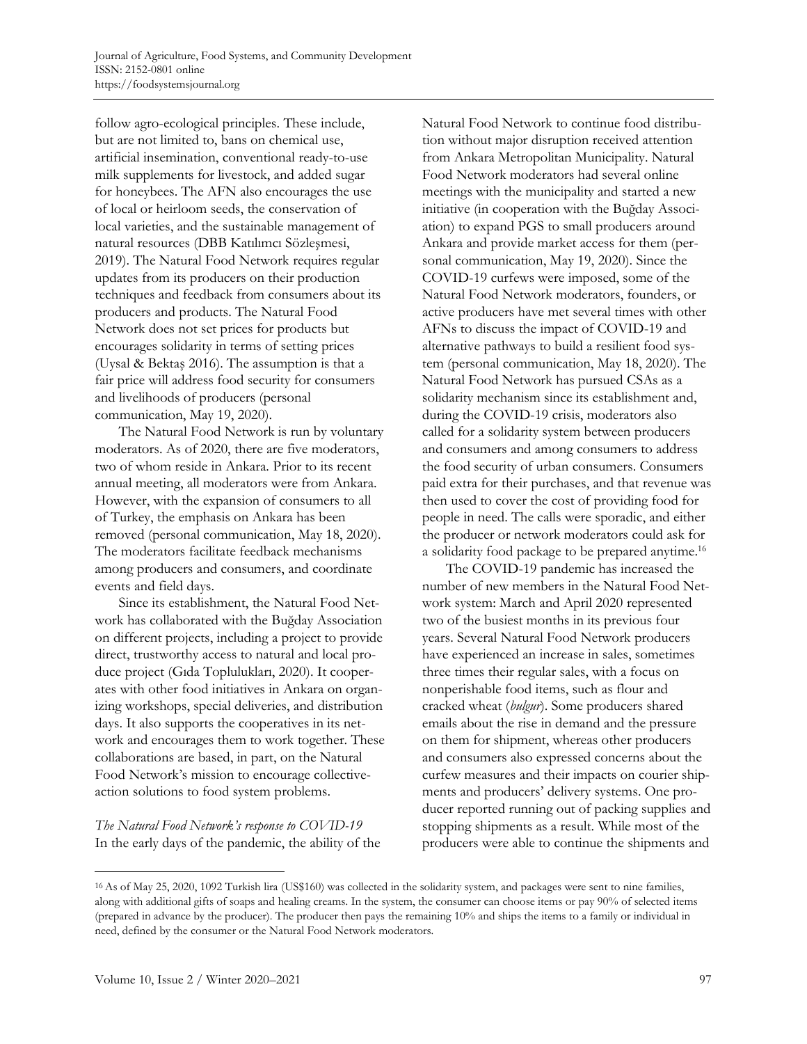follow agro-ecological principles. These include, but are not limited to, bans on chemical use, artificial insemination, conventional ready-to-use milk supplements for livestock, and added sugar for honeybees. The AFN also encourages the use of local or heirloom seeds, the conservation of local varieties, and the sustainable management of natural resources (DBB Katılımcı Sözleşmesi, 2019). The Natural Food Network requires regular updates from its producers on their production techniques and feedback from consumers about its producers and products. The Natural Food Network does not set prices for products but encourages solidarity in terms of setting prices (Uysal & Bektaş 2016). The assumption is that a fair price will address food security for consumers and livelihoods of producers (personal communication, May 19, 2020).

The Natural Food Network is run by voluntary moderators. As of 2020, there are five moderators, two of whom reside in Ankara. Prior to its recent annual meeting, all moderators were from Ankara. However, with the expansion of consumers to all of Turkey, the emphasis on Ankara has been removed (personal communication, May 18, 2020). The moderators facilitate feedback mechanisms among producers and consumers, and coordinate events and field days.

Since its establishment, the Natural Food Network has collaborated with the Buğday Association on different projects, including a project to provide direct, trustworthy access to natural and local produce project (Gıda Toplulukları, 2020). It cooperates with other food initiatives in Ankara on organizing workshops, special deliveries, and distribution days. It also supports the cooperatives in its network and encourages them to work together. These collaborations are based, in part, on the Natural Food Network's mission to encourage collective-action solutions to food system problems.

*The Natural Food Network's response to COVID-19*

In the early days of the pandemic, the ability of the Natural Food Network to continue food distribution without major disruption received attention from Ankara Metropolitan Municipality. Natural Food Network moderators had several online meetings with the municipality and started a new initiative (in cooperation with the Buğday Association) to expand PGS to small producers around Ankara and provide market access for them (personal communication, May 19, 2020). Since the COVID-19 curfews were imposed, some of the Natural Food Network moderators, founders, or active producers have met several times with other AFNs to discuss the impact of COVID-19 and alternative pathways to build a resilient food system (personal communication, May 18, 2020). The Natural Food Network has pursued CSAs as a solidarity mechanism since its establishment and, during the COVID-19 crisis, moderators also called for a solidarity system between producers and consumers and among consumers to address the food security of urban consumers. Consumers paid extra for their purchases, and that revenue was then used to cover the cost of providing food for people in need. The calls were sporadic, and either the producer or network moderators could ask for a solidarity food package to be prepared anytime.[16]

The COVID-19 pandemic has increased the number of new members in the Natural Food Network system: March and April 2020 represented two of the busiest months in its previous four years. Several Natural Food Network producers have experienced an increase in sales, sometimes three times their regular sales, with a focus on nonperishable food items, such as flour and cracked wheat (*bulgur*). Some producers shared emails about the rise in demand and the pressure on them for shipment, whereas other producers and consumers also expressed concerns about the curfew measures and their impacts on courier shipments and producers' delivery systems. One producer reported running out of packing supplies and stopping shipments as a result. While most of the producers were able to continue the shipments and

[16] As of May 25, 2020, 1092 Turkish lira (US$160) was collected in the solidarity system, and packages were sent to nine families, along with additional gifts of soaps and healing creams. In the system, the consumer can choose items or pay 90% of selected items (prepared in advance by the producer). The producer then pays the remaining 10% and ships the items to a family or individual in need, defined by the consumer or the Natural Food Network moderators.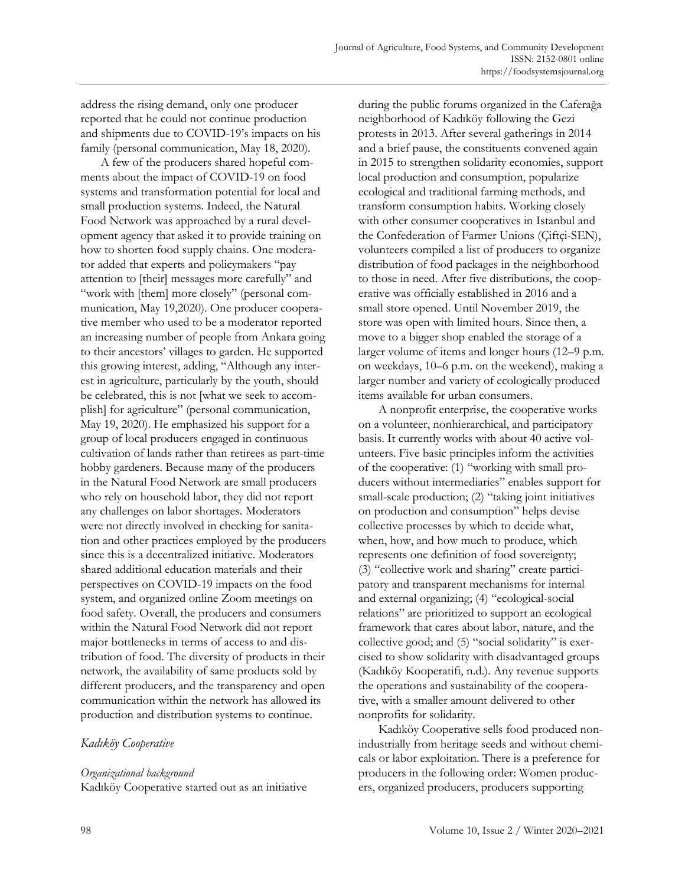address the rising demand, only one producer reported that he could not continue production and shipments due to COVID-19's impacts on his family (personal communication, May 18, 2020).

A few of the producers shared hopeful comments about the impact of COVID-19 on food systems and transformation potential for local and small production systems. Indeed, the Natural Food Network was approached by a rural development agency that asked it to provide training on how to shorten food supply chains. One moderator added that experts and policymakers "pay attention to [their] messages more carefully" and "work with [them] more closely" (personal communication, May 19,2020). One producer cooperative member who used to be a moderator reported an increasing number of people from Ankara going to their ancestors' villages to garden. He supported this growing interest, adding, "Although any interest in agriculture, particularly by the youth, should be celebrated, this is not [what we seek to accomplish] for agriculture" (personal communication, May 19, 2020). He emphasized his support for a group of local producers engaged in continuous cultivation of lands rather than retirees as part-time hobby gardeners. Because many of the producers in the Natural Food Network are small producers who rely on household labor, they did not report any challenges on labor shortages. Moderators were not directly involved in checking for sanitation and other practices employed by the producers since this is a decentralized initiative. Moderators shared additional education materials and their perspectives on COVID-19 impacts on the food system, and organized online Zoom meetings on food safety. Overall, the producers and consumers within the Natural Food Network did not report major bottlenecks in terms of access to and distribution of food. The diversity of products in their network, the availability of same products sold by different producers, and the transparency and open communication within the network has allowed its production and distribution systems to continue.

### *Kadıköy Cooperative*

#### *Organizational background*

Kadıköy Cooperative started out as an initiative during the public forums organized in the Caferağa neighborhood of Kadıköy following the Gezi protests in 2013. After several gatherings in 2014 and a brief pause, the constituents convened again in 2015 to strengthen solidarity economies, support local production and consumption, popularize ecological and traditional farming methods, and transform consumption habits. Working closely with other consumer cooperatives in Istanbul and the Confederation of Farmer Unions (Çiftçi-SEN), volunteers compiled a list of producers to organize distribution of food packages in the neighborhood to those in need. After five distributions, the cooperative was officially established in 2016 and a small store opened. Until November 2019, the store was open with limited hours. Since then, a move to a bigger shop enabled the storage of a larger volume of items and longer hours (12–9 p.m. on weekdays, 10–6 p.m. on the weekend), making a larger number and variety of ecologically produced items available for urban consumers.

A nonprofit enterprise, the cooperative works on a volunteer, nonhierarchical, and participatory basis. It currently works with about 40 active volunteers. Five basic principles inform the activities of the cooperative: (1) "working with small producers without intermediaries" enables support for small-scale production; (2) "taking joint initiatives on production and consumption" helps devise collective processes by which to decide what, when, how, and how much to produce, which represents one definition of food sovereignty; (3) "collective work and sharing" create participatory and transparent mechanisms for internal and external organizing; (4) "ecological-social relations" are prioritized to support an ecological framework that cares about labor, nature, and the collective good; and (5) "social solidarity" is exercised to show solidarity with disadvantaged groups (Kadıköy Kooperatifi, n.d.). Any revenue supports the operations and sustainability of the cooperative, with a smaller amount delivered to other nonprofits for solidarity.

Kadıköy Cooperative sells food produced nonindustrially from heritage seeds and without chemicals or labor exploitation. There is a preference for producers in the following order: Women producers, organized producers, producers supporting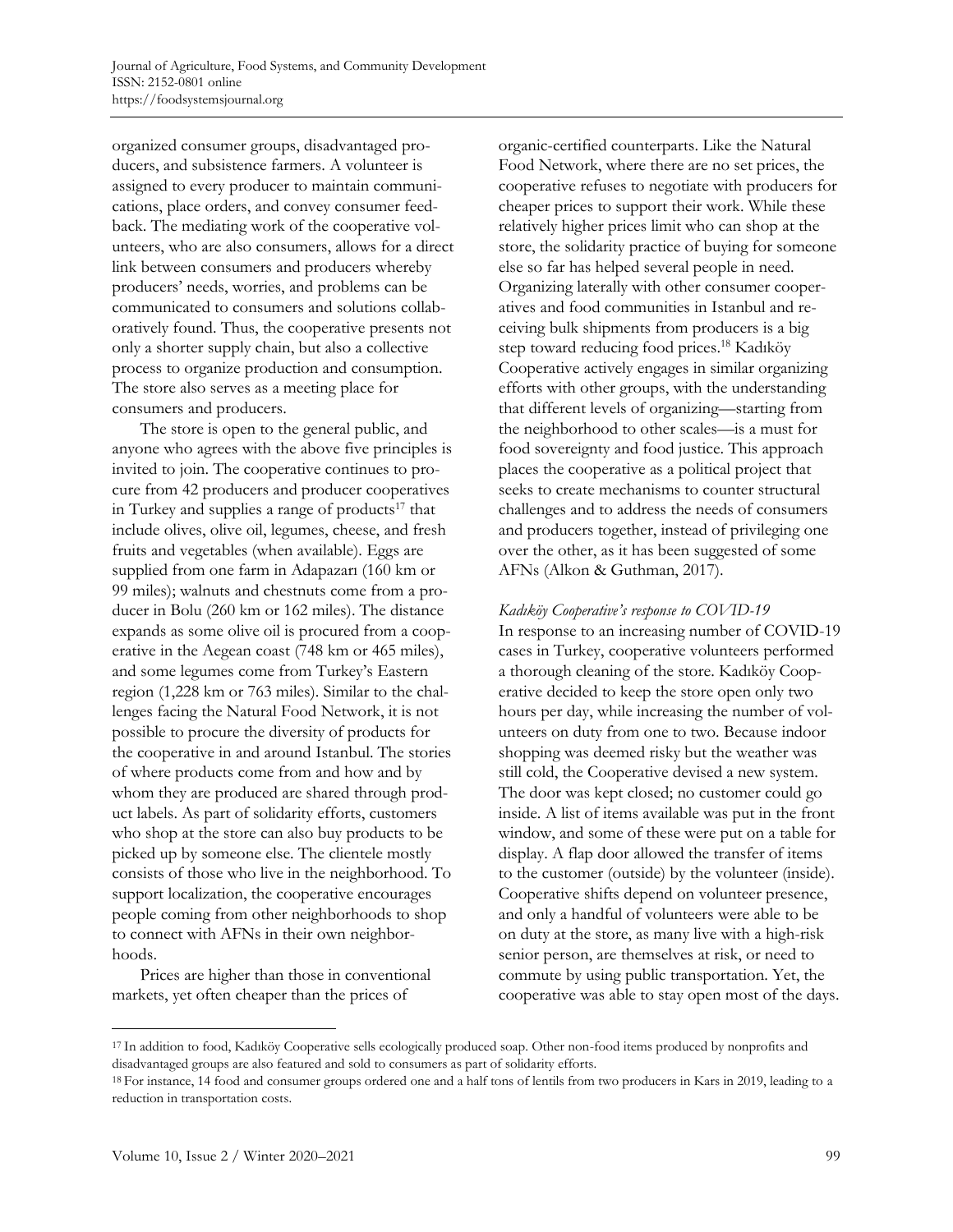organized consumer groups, disadvantaged producers, and subsistence farmers. A volunteer is assigned to every producer to maintain communications, place orders, and convey consumer feedback. The mediating work of the cooperative volunteers, who are also consumers, allows for a direct link between consumers and producers whereby producers' needs, worries, and problems can be communicated to consumers and solutions collaboratively found. Thus, the cooperative presents not only a shorter supply chain, but also a collective process to organize production and consumption. The store also serves as a meeting place for consumers and producers.

The store is open to the general public, and anyone who agrees with the above five principles is invited to join. The cooperative continues to procure from 42 producers and producer cooperatives in Turkey and supplies a range of products[17] that include olives, olive oil, legumes, cheese, and fresh fruits and vegetables (when available). Eggs are supplied from one farm in Adapazarı (160 km or 99 miles); walnuts and chestnuts come from a producer in Bolu (260 km or 162 miles). The distance expands as some olive oil is procured from a cooperative in the Aegean coast (748 km or 465 miles), and some legumes come from Turkey's Eastern region (1,228 km or 763 miles). Similar to the challenges facing the Natural Food Network, it is not possible to procure the diversity of products for the cooperative in and around Istanbul. The stories of where products come from and how and by whom they are produced are shared through product labels. As part of solidarity efforts, customers who shop at the store can also buy products to be picked up by someone else. The clientele mostly consists of those who live in the neighborhood. To support localization, the cooperative encourages people coming from other neighborhoods to shop to connect with AFNs in their own neighborhoods.

Prices are higher than those in conventional markets, yet often cheaper than the prices of organic-certified counterparts. Like the Natural Food Network, where there are no set prices, the cooperative refuses to negotiate with producers for cheaper prices to support their work. While these relatively higher prices limit who can shop at the store, the solidarity practice of buying for someone else so far has helped several people in need. Organizing laterally with other consumer cooperatives and food communities in Istanbul and receiving bulk shipments from producers is a big step toward reducing food prices.[18] Kadıköy Cooperative actively engages in similar organizing efforts with other groups, with the understanding that different levels of organizing—starting from the neighborhood to other scales—is a must for food sovereignty and food justice. This approach places the cooperative as a political project that seeks to create mechanisms to counter structural challenges and to address the needs of consumers and producers together, instead of privileging one over the other, as it has been suggested of some AFNs (Alkon & Guthman, 2017).

*Kadıköy Cooperative's response to COVID-19*

In response to an increasing number of COVID-19 cases in Turkey, cooperative volunteers performed a thorough cleaning of the store. Kadıköy Cooperative decided to keep the store open only two hours per day, while increasing the number of volunteers on duty from one to two. Because indoor shopping was deemed risky but the weather was still cold, the Cooperative devised a new system. The door was kept closed; no customer could go inside. A list of items available was put in the front window, and some of these were put on a table for display. A flap door allowed the transfer of items to the customer (outside) by the volunteer (inside). Cooperative shifts depend on volunteer presence, and only a handful of volunteers were able to be on duty at the store, as many live with a high-risk senior person, are themselves at risk, or need to commute by using public transportation. Yet, the cooperative was able to stay open most of the days.

---

[17] In addition to food, Kadıköy Cooperative sells ecologically produced soap. Other non-food items produced by nonprofits and disadvantaged groups are also featured and sold to consumers as part of solidarity efforts.

[18] For instance, 14 food and consumer groups ordered one and a half tons of lentils from two producers in Kars in 2019, leading to a reduction in transportation costs.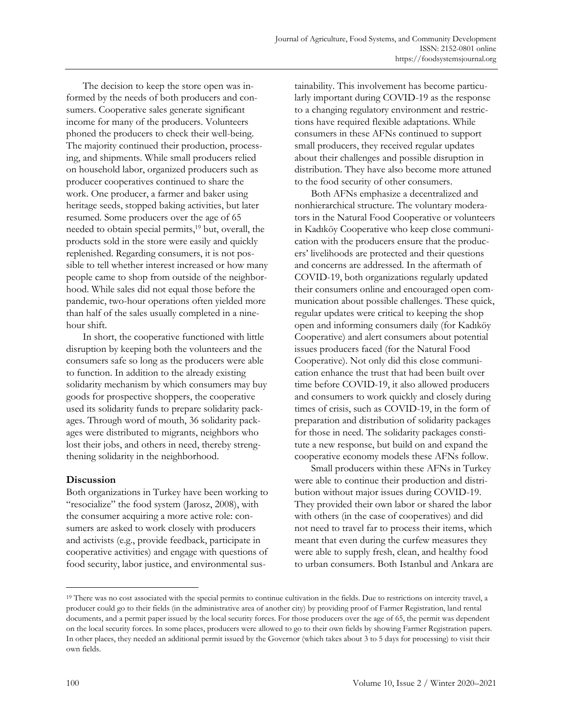The decision to keep the store open was informed by the needs of both producers and consumers. Cooperative sales generate significant income for many of the producers. Volunteers phoned the producers to check their well-being. The majority continued their production, processing, and shipments. While small producers relied on household labor, organized producers such as producer cooperatives continued to share the work. One producer, a farmer and baker using heritage seeds, stopped baking activities, but later resumed. Some producers over the age of 65 needed to obtain special permits,[19] but, overall, the products sold in the store were easily and quickly replenished. Regarding consumers, it is not possible to tell whether interest increased or how many people came to shop from outside of the neighborhood. While sales did not equal those before the pandemic, two-hour operations often yielded more than half of the sales usually completed in a nine-hour shift.

In short, the cooperative functioned with little disruption by keeping both the volunteers and the consumers safe so long as the producers were able to function. In addition to the already existing solidarity mechanism by which consumers may buy goods for prospective shoppers, the cooperative used its solidarity funds to prepare solidarity packages. Through word of mouth, 36 solidarity packages were distributed to migrants, neighbors who lost their jobs, and others in need, thereby strengthening solidarity in the neighborhood.

## Discussion

Both organizations in Turkey have been working to "resocialize" the food system (Jarosz, 2008), with the consumer acquiring a more active role: consumers are asked to work closely with producers and activists (e.g., provide feedback, participate in cooperative activities) and engage with questions of food security, labor justice, and environmental sustainability. This involvement has become particularly important during COVID-19 as the response to a changing regulatory environment and restrictions have required flexible adaptations. While consumers in these AFNs continued to support small producers, they received regular updates about their challenges and possible disruption in distribution. They have also become more attuned to the food security of other consumers.

Both AFNs emphasize a decentralized and nonhierarchical structure. The voluntary moderators in the Natural Food Cooperative or volunteers in Kadıköy Cooperative who keep close communication with the producers ensure that the producers' livelihoods are protected and their questions and concerns are addressed. In the aftermath of COVID-19, both organizations regularly updated their consumers online and encouraged open communication about possible challenges. These quick, regular updates were critical to keeping the shop open and informing consumers daily (for Kadıköy Cooperative) and alert consumers about potential issues producers faced (for the Natural Food Cooperative). Not only did this close communication enhance the trust that had been built over time before COVID-19, it also allowed producers and consumers to work quickly and closely during times of crisis, such as COVID-19, in the form of preparation and distribution of solidarity packages for those in need. The solidarity packages constitute a new response, but build on and expand the cooperative economy models these AFNs follow.

Small producers within these AFNs in Turkey were able to continue their production and distribution without major issues during COVID-19. They provided their own labor or shared the labor with others (in the case of cooperatives) and did not need to travel far to process their items, which meant that even during the curfew measures they were able to supply fresh, clean, and healthy food to urban consumers. Both Istanbul and Ankara are

[19] There was no cost associated with the special permits to continue cultivation in the fields. Due to restrictions on intercity travel, a producer could go to their fields (in the administrative area of another city) by providing proof of Farmer Registration, land rental documents, and a permit paper issued by the local security forces. For those producers over the age of 65, the permit was dependent on the local security forces. In some places, producers were allowed to go to their own fields by showing Farmer Registration papers. In other places, they needed an additional permit issued by the Governor (which takes about 3 to 5 days for processing) to visit their own fields.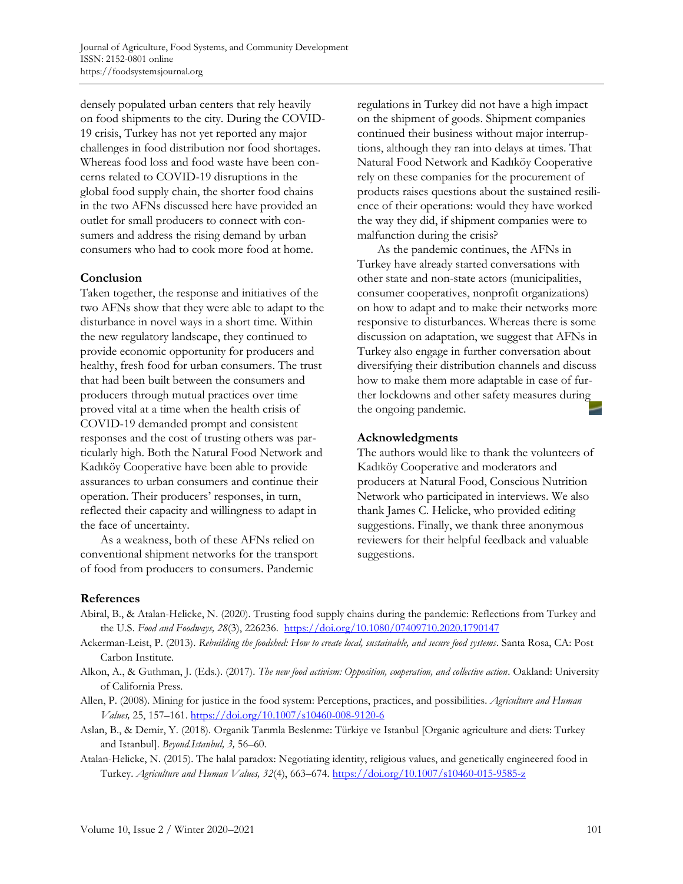densely populated urban centers that rely heavily on food shipments to the city. During the COVID-19 crisis, Turkey has not yet reported any major challenges in food distribution nor food shortages. Whereas food loss and food waste have been concerns related to COVID-19 disruptions in the global food supply chain, the shorter food chains in the two AFNs discussed here have provided an outlet for small producers to connect with consumers and address the rising demand by urban consumers who had to cook more food at home.

## Conclusion

Taken together, the response and initiatives of the two AFNs show that they were able to adapt to the disturbance in novel ways in a short time. Within the new regulatory landscape, they continued to provide economic opportunity for producers and healthy, fresh food for urban consumers. The trust that had been built between the consumers and producers through mutual practices over time proved vital at a time when the health crisis of COVID-19 demanded prompt and consistent responses and the cost of trusting others was particularly high. Both the Natural Food Network and Kadıköy Cooperative have been able to provide assurances to urban consumers and continue their operation. Their producers' responses, in turn, reflected their capacity and willingness to adapt in the face of uncertainty.

As a weakness, both of these AFNs relied on conventional shipment networks for the transport of food from producers to consumers. Pandemic regulations in Turkey did not have a high impact on the shipment of goods. Shipment companies continued their business without major interruptions, although they ran into delays at times. That Natural Food Network and Kadıköy Cooperative rely on these companies for the procurement of products raises questions about the sustained resilience of their operations: would they have worked the way they did, if shipment companies were to malfunction during the crisis?

As the pandemic continues, the AFNs in Turkey have already started conversations with other state and non-state actors (municipalities, consumer cooperatives, nonprofit organizations) on how to adapt and to make their networks more responsive to disturbances. Whereas there is some discussion on adaptation, we suggest that AFNs in Turkey also engage in further conversation about diversifying their distribution channels and discuss how to make them more adaptable in case of further lockdowns and other safety measures during the ongoing pandemic.

## Acknowledgments

The authors would like to thank the volunteers of Kadıköy Cooperative and moderators and producers at Natural Food, Conscious Nutrition Network who participated in interviews. We also thank James C. Helicke, who provided editing suggestions. Finally, we thank three anonymous reviewers for their helpful feedback and valuable suggestions.

## References

Abiral, B., & Atalan-Helicke, N. (2020). Trusting food supply chains during the pandemic: Reflections from Turkey and the U.S. *Food and Foodways, 28*(3), 226236. https://doi.org/10.1080/07409710.2020.1790147

Ackerman-Leist, P. (2013). *Rebuilding the foodshed: How to create local, sustainable, and secure food systems*. Santa Rosa, CA: Post Carbon Institute.

Alkon, A., & Guthman, J. (Eds.). (2017). *The new food activism: Opposition, cooperation, and collective action*. Oakland: University of California Press.

Allen, P. (2008). Mining for justice in the food system: Perceptions, practices, and possibilities. *Agriculture and Human Values,* 25, 157–161. https://doi.org/10.1007/s10460-008-9120-6

Aslan, B., & Demir, Y. (2018). Organik Tarımla Beslenme: Türkiye ve Istanbul [Organic agriculture and diets: Turkey and Istanbul]. *Beyond.Istanbul, 3,* 56–60.

Atalan-Helicke, N. (2015). The halal paradox: Negotiating identity, religious values, and genetically engineered food in Turkey. *Agriculture and Human Values, 32*(4), 663–674. https://doi.org/10.1007/s10460-015-9585-z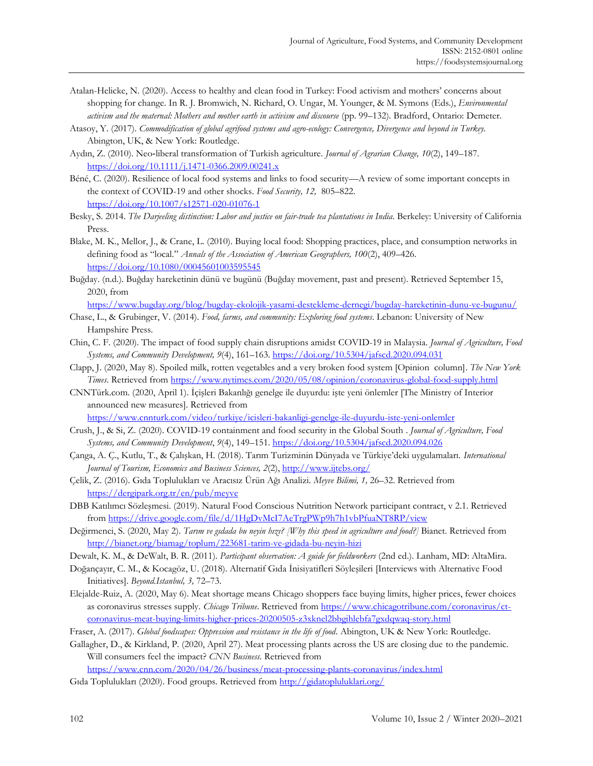Atalan-Helicke, N. (2020). Access to healthy and clean food in Turkey: Food activism and mothers' concerns about shopping for change. In R. J. Bromwich, N. Richard, O. Ungar, M. Younger, & M. Symons (Eds.), *Environmental activism and the maternal: Mothers and mother earth in activism and discourse* (pp. 99–132). Bradford, Ontario: Demeter.

Atasoy, Y. (2017). *Commodification of global agrifood systems and agro-ecology: Convergence, Divergence and beyond in Turkey.* Abington, UK, & New York: Routledge.

Aydın, Z. (2010). Neo-liberal transformation of Turkish agriculture. *Journal of Agrarian Change, 10*(2), 149–187. https://doi.org/10.1111/j.1471-0366.2009.00241.x

Béné, C. (2020). Resilience of local food systems and links to food security—A review of some important concepts in the context of COVID-19 and other shocks. *Food Security, 12,* 805–822. https://doi.org/10.1007/s12571-020-01076-1

Besky, S. 2014. *The Darjeeling distinction: Labor and justice on fair-trade tea plantations in India*. Berkeley: University of California Press.

Blake, M. K., Mellor, J., & Crane, L. (2010). Buying local food: Shopping practices, place, and consumption networks in defining food as "local." *Annals of the Association of American Geographers, 100*(2), 409–426. https://doi.org/10.1080/00045601003595545

Buğday. (n.d.). Buğday hareketinin dünü ve bugünü (Buğday movement, past and present). Retrieved September 15, 2020, from https://www.bugday.org/blog/bugday-ekolojik-yasami-destekleme-dernegi/bugday-hareketinin-dunu-ve-bugunu/

Chase, L., & Grubinger, V. (2014). *Food, farms, and community: Exploring food systems*. Lebanon: University of New Hampshire Press.

Chin, C. F. (2020). The impact of food supply chain disruptions amidst COVID-19 in Malaysia. *Journal of Agriculture, Food Systems, and Community Development, 9*(4), 161–163. https://doi.org/10.5304/jafscd.2020.094.031

Clapp, J. (2020, May 8). Spoiled milk, rotten vegetables and a very broken food system [Opinion column]. *The New York Times*. Retrieved from https://www.nytimes.com/2020/05/08/opinion/coronavirus-global-food-supply.html

CNNTürk.com. (2020, April 1). İçişleri Bakanlığı genelge ile duyurdu: işte yeni önlemler [The Ministry of Interior announced new measures]. Retrieved from https://www.cnnturk.com/video/turkiye/icisleri-bakanligi-genelge-ile-duyurdu-iste-yeni-onlemler

Crush, J., & Si, Z. (2020). COVID-19 containment and food security in the Global South . *Journal of Agriculture, Food Systems, and Community Development*, *9*(4), 149–151. https://doi.org/10.5304/jafscd.2020.094.026

Çanga, A. Ç., Kutlu, T., & Çalışkan, H. (2018). Tarım Turizminin Dünyada ve Türkiye'deki uygulamaları. *International Journal of Tourism, Economics and Business Sciences, 2*(2), http://www.ijtebs.org/

Çelik, Z. (2016). Gıda Toplulukları ve Aracısız Ürün Ağı Analizi. *Meyve Bilimi, 1,* 26–32. Retrieved from https://dergipark.org.tr/en/pub/meyve

DBB Katılımcı Sözleşmesi. (2019). Natural Food Conscious Nutrition Network participant contract, v 2.1. Retrieved from https://drive.google.com/file/d/1HgDvMcI7AeTrgPWp9h7h1vbPfuaNT8RP/view

Değirmenci, S. (2020, May 2). *Tarım ve gıdada bu neyin hızı? [Why this speed in agriculture and food?]* Bianet. Retrieved from http://bianet.org/biamag/toplum/223681-tarim-ve-gidada-bu-neyin-hizi

Dewalt, K. M., & DeWalt, B. R. (2011). *Participant observation: A guide for fieldworkers* (2nd ed.). Lanham, MD: AltaMira.

Doğançayır, C. M., & Kocagöz, U. (2018). Alternatif Gıda İnisiyatifleri Söyleşileri [Interviews with Alternative Food Initiatives]. *Beyond.Istanbul, 3,* 72–73.

Elejalde-Ruiz, A. (2020, May 6). Meat shortage means Chicago shoppers face buying limits, higher prices, fewer choices as coronavirus stresses supply. *Chicago Tribune*. Retrieved from https://www.chicagotribune.com/coronavirus/ct-coronavirus-meat-buying-limits-higher-prices-20200505-z3xknel2bbgihlebfa7gxdqwaq-story.html

Fraser, A. (2017). *Global foodscapes: Oppression and resistance in the life of food*. Abington, UK & New York: Routledge.

Gallagher, D., & Kirkland, P. (2020, April 27). Meat processing plants across the US are closing due to the pandemic. Will consumers feel the impact? *CNN Business.* Retrieved from https://www.cnn.com/2020/04/26/business/meat-processing-plants-coronavirus/index.html

Gıda Toplulukları (2020). Food groups. Retrieved from http://gidatopluluklari.org/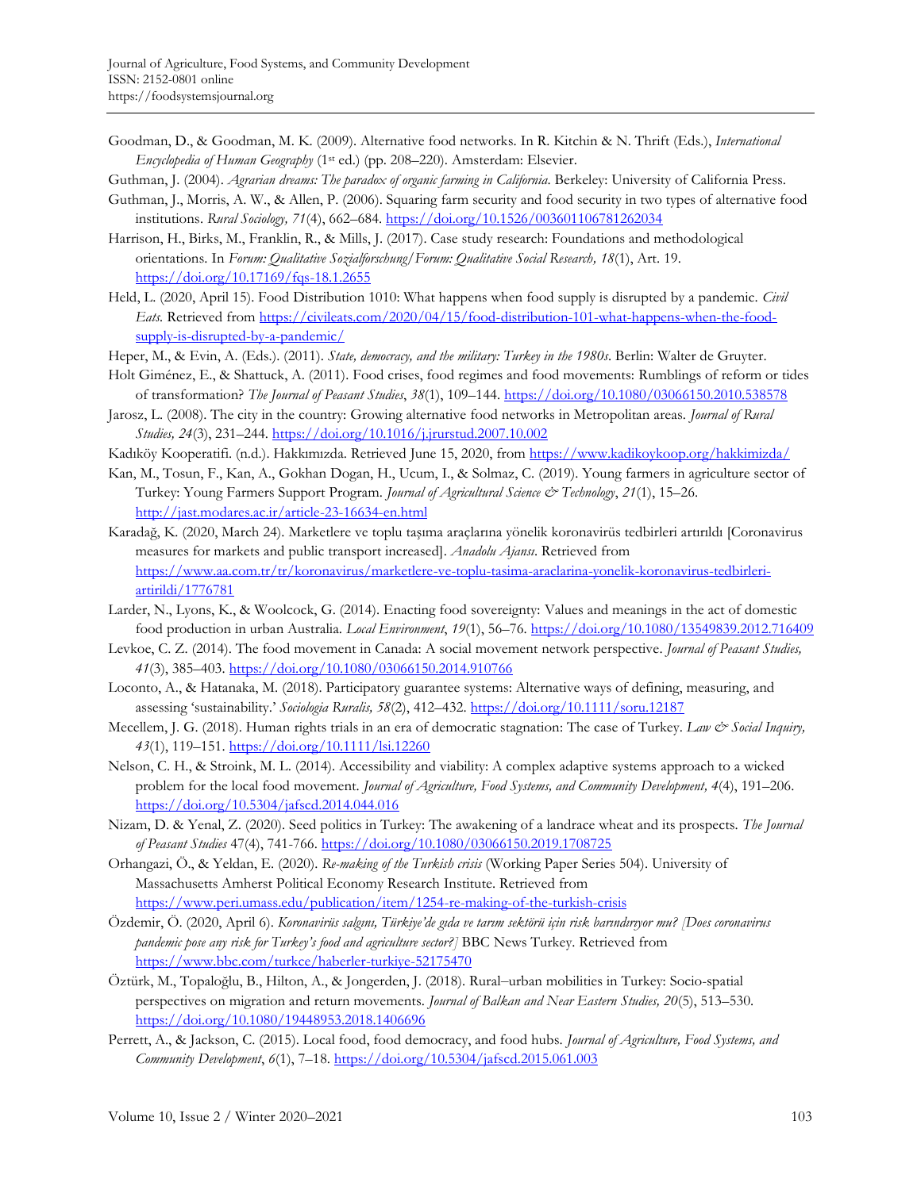Goodman, D., & Goodman, M. K. (2009). Alternative food networks. In R. Kitchin & N. Thrift (Eds.), *International Encyclopedia of Human Geography* (1st ed.) (pp. 208–220). Amsterdam: Elsevier.

Guthman, J. (2004). *Agrarian dreams: The paradox of organic farming in California*. Berkeley: University of California Press.

Guthman, J., Morris, A. W., & Allen, P. (2006). Squaring farm security and food security in two types of alternative food institutions. *Rural Sociology, 71*(4), 662–684. https://doi.org/10.1526/003601106781262034

Harrison, H., Birks, M., Franklin, R., & Mills, J. (2017). Case study research: Foundations and methodological orientations. In *Forum: Qualitative Sozialforschung/Forum: Qualitative Social Research, 18*(1), Art. 19. https://doi.org/10.17169/fqs-18.1.2655

Held, L. (2020, April 15). Food Distribution 1010: What happens when food supply is disrupted by a pandemic. *Civil Eats*. Retrieved from https://civileats.com/2020/04/15/food-distribution-101-what-happens-when-the-food-supply-is-disrupted-by-a-pandemic/

Heper, M., & Evin, A. (Eds.). (2011). *State, democracy, and the military: Turkey in the 1980s*. Berlin: Walter de Gruyter.

Holt Giménez, E., & Shattuck, A. (2011). Food crises, food regimes and food movements: Rumblings of reform or tides of transformation? *The Journal of Peasant Studies*, *38*(1), 109–144. https://doi.org/10.1080/03066150.2010.538578

Jarosz, L. (2008). The city in the country: Growing alternative food networks in Metropolitan areas. *Journal of Rural Studies, 24*(3), 231–244. https://doi.org/10.1016/j.jrurstud.2007.10.002

Kadıköy Kooperatifi. (n.d.). Hakkımızda. Retrieved June 15, 2020, from https://www.kadikoykoop.org/hakkimizda/

Kan, M., Tosun, F., Kan, A., Gokhan Dogan, H., Ucum, I., & Solmaz, C. (2019). Young farmers in agriculture sector of Turkey: Young Farmers Support Program. *Journal of Agricultural Science & Technology*, *21*(1), 15–26. http://jast.modares.ac.ir/article-23-16634-en.html

Karadağ, K. (2020, March 24). Marketlere ve toplu taşıma araçlarına yönelik koronavirüs tedbirleri artırıldı [Coronavirus measures for markets and public transport increased]. *Anadolu Ajansı*. Retrieved from https://www.aa.com.tr/tr/koronavirus/marketlere-ve-toplu-tasima-araclarina-yonelik-koronavirus-tedbirleri-artirildi/1776781

Larder, N., Lyons, K., & Woolcock, G. (2014). Enacting food sovereignty: Values and meanings in the act of domestic food production in urban Australia. *Local Environment*, *19*(1), 56–76. https://doi.org/10.1080/13549839.2012.716409

Levkoe, C. Z. (2014). The food movement in Canada: A social movement network perspective. *Journal of Peasant Studies, 41*(3), 385–403. https://doi.org/10.1080/03066150.2014.910766

Loconto, A., & Hatanaka, M. (2018). Participatory guarantee systems: Alternative ways of defining, measuring, and assessing 'sustainability.' *Sociologia Ruralis, 58*(2), 412–432. https://doi.org/10.1111/soru.12187

Mecellem, J. G. (2018). Human rights trials in an era of democratic stagnation: The case of Turkey. *Law & Social Inquiry, 43*(1), 119–151. https://doi.org/10.1111/lsi.12260

Nelson, C. H., & Stroink, M. L. (2014). Accessibility and viability: A complex adaptive systems approach to a wicked problem for the local food movement. *Journal of Agriculture, Food Systems, and Community Development, 4*(4), 191–206. https://doi.org/10.5304/jafscd.2014.044.016

Nizam, D. & Yenal, Z. (2020). Seed politics in Turkey: The awakening of a landrace wheat and its prospects. *The Journal of Peasant Studies* 47(4), 741-766. https://doi.org/10.1080/03066150.2019.1708725

Orhangazi, Ö., & Yeldan, E. (2020). *Re-making of the Turkish crisis* (Working Paper Series 504). University of Massachusetts Amherst Political Economy Research Institute. Retrieved from https://www.peri.umass.edu/publication/item/1254-re-making-of-the-turkish-crisis

Özdemir, Ö. (2020, April 6). *Koronavirüs salgını, Türkiye'de gıda ve tarım sektörü için risk barındırıyor mu? [Does coronavirus pandemic pose any risk for Turkey's food and agriculture sector?]* BBC News Turkey. Retrieved from https://www.bbc.com/turkce/haberler-turkiye-52175470

Öztürk, M., Topaloğlu, B., Hilton, A., & Jongerden, J. (2018). Rural–urban mobilities in Turkey: Socio-spatial perspectives on migration and return movements. *Journal of Balkan and Near Eastern Studies, 20*(5), 513–530. https://doi.org/10.1080/19448953.2018.1406696

Perrett, A., & Jackson, C. (2015). Local food, food democracy, and food hubs. *Journal of Agriculture, Food Systems, and Community Development*, *6*(1), 7–18. https://doi.org/10.5304/jafscd.2015.061.003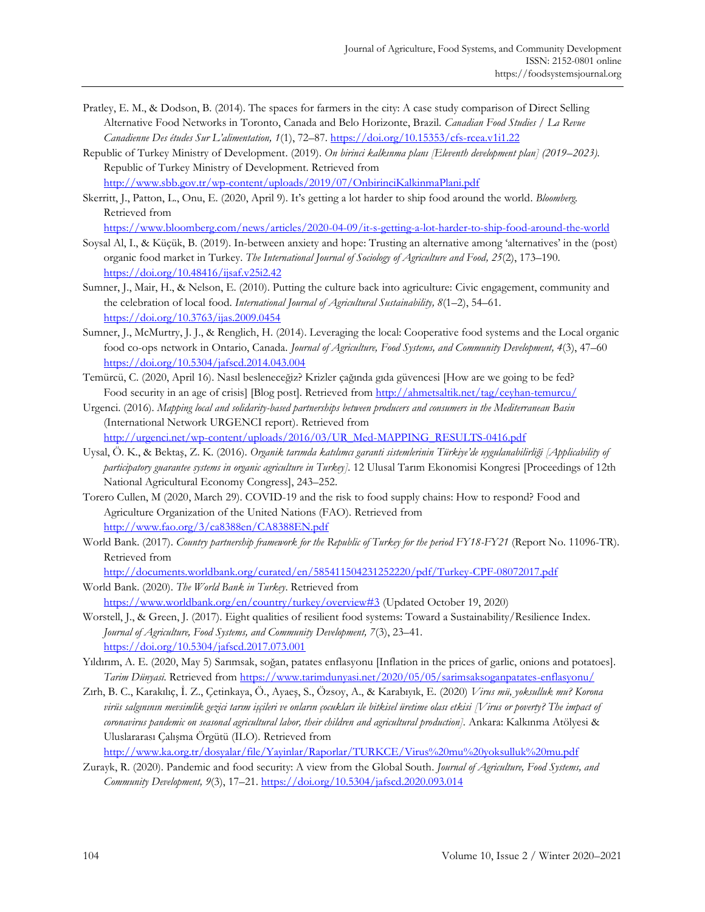Pratley, E. M., & Dodson, B. (2014). The spaces for farmers in the city: A case study comparison of Direct Selling Alternative Food Networks in Toronto, Canada and Belo Horizonte, Brazil. *Canadian Food Studies / La Revue Canadienne Des études Sur L'alimentation, 1*(1), 72–87. https://doi.org/10.15353/cfs-rcea.v1i1.22

Republic of Turkey Ministry of Development. (2019). *On birinci kalkınma planı [Eleventh development plan] (2019–2023).* Republic of Turkey Ministry of Development. Retrieved from http://www.sbb.gov.tr/wp-content/uploads/2019/07/OnbirinciKalkinmaPlani.pdf

Skerritt, J., Patton, L., Onu, E. (2020, April 9). It's getting a lot harder to ship food around the world. *Bloomberg.* Retrieved from https://www.bloomberg.com/news/articles/2020-04-09/it-s-getting-a-lot-harder-to-ship-food-around-the-world

Soysal Al, I., & Küçük, B. (2019). In-between anxiety and hope: Trusting an alternative among 'alternatives' in the (post) organic food market in Turkey. *The International Journal of Sociology of Agriculture and Food, 25*(2), 173–190. https://doi.org/10.48416/ijsaf.v25i2.42

Sumner, J., Mair, H., & Nelson, E. (2010). Putting the culture back into agriculture: Civic engagement, community and the celebration of local food. *International Journal of Agricultural Sustainability, 8*(1–2), 54–61. https://doi.org/10.3763/ijas.2009.0454

Sumner, J., McMurtry, J. J., & Renglich, H. (2014). Leveraging the local: Cooperative food systems and the Local organic food co-ops network in Ontario, Canada. *Journal of Agriculture, Food Systems, and Community Development, 4*(3), 47–60 https://doi.org/10.5304/jafscd.2014.043.004

Temürcü, C. (2020, April 16). Nasıl besleneceğiz? Krizler çağında gıda güvencesi [How are we going to be fed? Food security in an age of crisis] [Blog post]. Retrieved from http://ahmetsaltik.net/tag/ceyhan-temurcu/

Urgenci. (2016). *Mapping local and solidarity-based partnerships between producers and consumers in the Mediterranean Basin* (International Network URGENCI report). Retrieved from http://urgenci.net/wp-content/uploads/2016/03/UR_Med-MAPPING_RESULTS-0416.pdf

Uysal, Ö. K., & Bektaş, Z. K. (2016). *Organik tarımda katılımcı garanti sistemlerinin Türkiye'de uygulanabilirliği [Applicability of participatory guarantee systems in organic agriculture in Turkey].* 12 Ulusal Tarım Ekonomisi Kongresi [Proceedings of 12th National Agricultural Economy Congress], 243–252.

Torero Cullen, M (2020, March 29). COVID-19 and the risk to food supply chains: How to respond? Food and Agriculture Organization of the United Nations (FAO). Retrieved from http://www.fao.org/3/ca8388en/CA8388EN.pdf

World Bank. (2017). *Country partnership framework for the Republic of Turkey for the period FY18-FY21* (Report No. 11096-TR). Retrieved from http://documents.worldbank.org/curated/en/585411504231252220/pdf/Turkey-CPF-08072017.pdf

World Bank. (2020). *The World Bank in Turkey.* Retrieved from https://www.worldbank.org/en/country/turkey/overview#3 (Updated October 19, 2020)

Worstell, J., & Green, J. (2017). Eight qualities of resilient food systems: Toward a Sustainability/Resilience Index. *Journal of Agriculture, Food Systems, and Community Development, 7*(3), 23–41. https://doi.org/10.5304/jafscd.2017.073.001

Yıldırım, A. E. (2020, May 5) Sarımsak, soğan, patates enflasyonu [Inflation in the prices of garlic, onions and potatoes]. *Tarim Dünyasi.* Retrieved from https://www.tarimdunyasi.net/2020/05/05/sarimsaksoganpatates-enflasyonu/

Zırh, B. C., Karakılıç, İ. Z., Çetinkaya, Ö., Ayaeş, S., Özsoy, A., & Karabıyık, E. (2020) *Virus mü, yoksulluk mu? Korona virüs salgınının mevsimlik gezici tarım işçileri ve onların çocukları ile bitkisel üretime olası etkisi [Virus or poverty? The impact of coronavirus pandemic on seasonal agricultural labor, their children and agricultural production].* Ankara: Kalkınma Atölyesi & Uluslararası Çalışma Örgütü (ILO). Retrieved from http://www.ka.org.tr/dosyalar/file/Yayinlar/Raporlar/TURKCE/Virus%20mu%20yoksulluk%20mu.pdf

Zurayk, R. (2020). Pandemic and food security: A view from the Global South. *Journal of Agriculture, Food Systems, and Community Development, 9*(3), 17–21. https://doi.org/10.5304/jafscd.2020.093.014